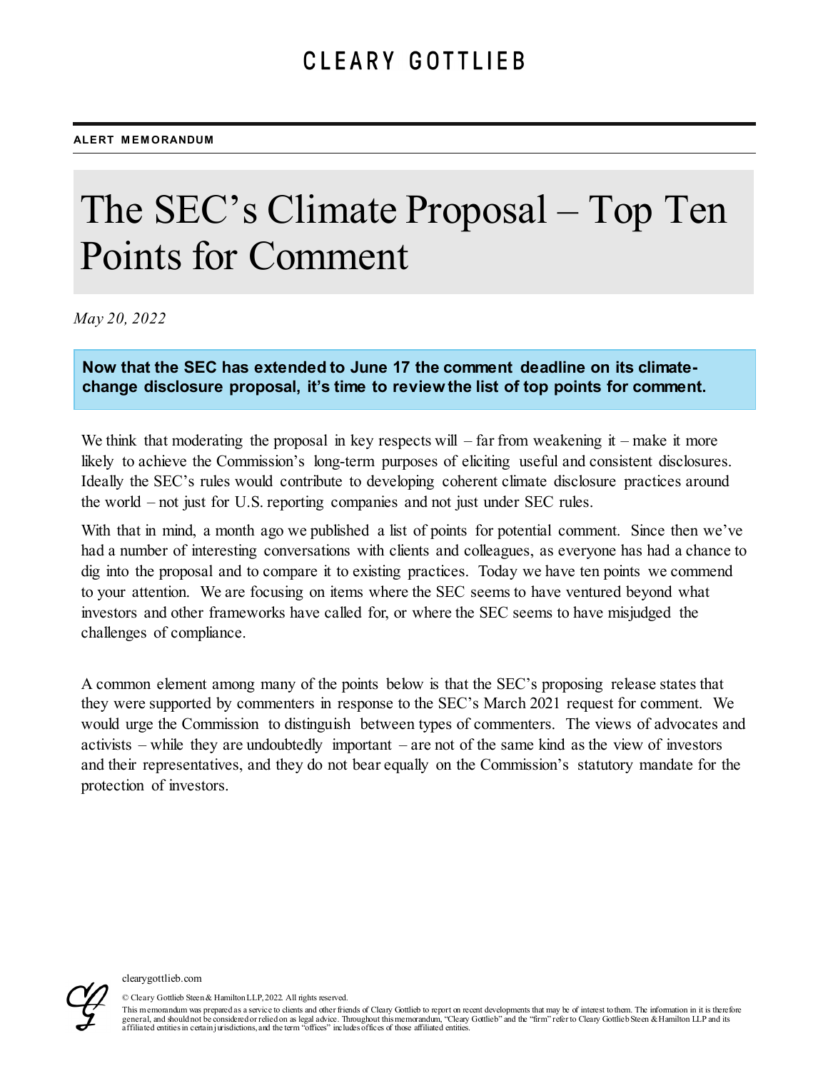CLEARY GOTTLIEB

**ALERT MEMORANDUM**

# The SEC's Climate Proposal – Top Ten Points for Comment

*May 20, 2022*

**Now that the SEC has extended to June 17 the comment deadline on its climate-change disclosure proposal, it's time to review the list of top points for comment.**

We think that moderating the proposal in key respects will – far from weakening it – make it more likely to achieve the Commission's long-term purposes of eliciting useful and consistent disclosures. Ideally the SEC's rules would contribute to developing coherent climate disclosure practices around the world – not just for U.S. reporting companies and not just under SEC rules.

With that in mind, a month ago we published a list of points for potential comment. Since then we've had a number of interesting conversations with clients and colleagues, as everyone has had a chance to dig into the proposal and to compare it to existing practices. Today we have ten points we commend to your attention. We are focusing on items where the SEC seems to have ventured beyond what investors and other frameworks have called for, or where the SEC seems to have misjudged the challenges of compliance.

A common element among many of the points below is that the SEC's proposing release states that they were supported by commenters in response to the SEC's March 2021 request for comment. We would urge the Commission to distinguish between types of commenters. The views of advocates and activists – while they are undoubtedly important – are not of the same kind as the view of investors and their representatives, and they do not bear equally on the Commission's statutory mandate for the protection of investors.

clearygottlieb.com

© Cleary Gottlieb Steen & Hamilton LLP, 2022. All rights reserved.

This memorandum was prepared as a service to clients and other friends of Cleary Gottlieb to report on recent developments that may be of interest to them. The information in it is therefore general, and should not be considered or relied on as legal advice. Throughout this memorandum, "Cleary Gottlieb" and the "firm" refer to Cleary Gottlieb Steen & Hamilton LLP and its affiliated entities in certain jurisdictions, and the term "offices" includes offices of those affiliated entities.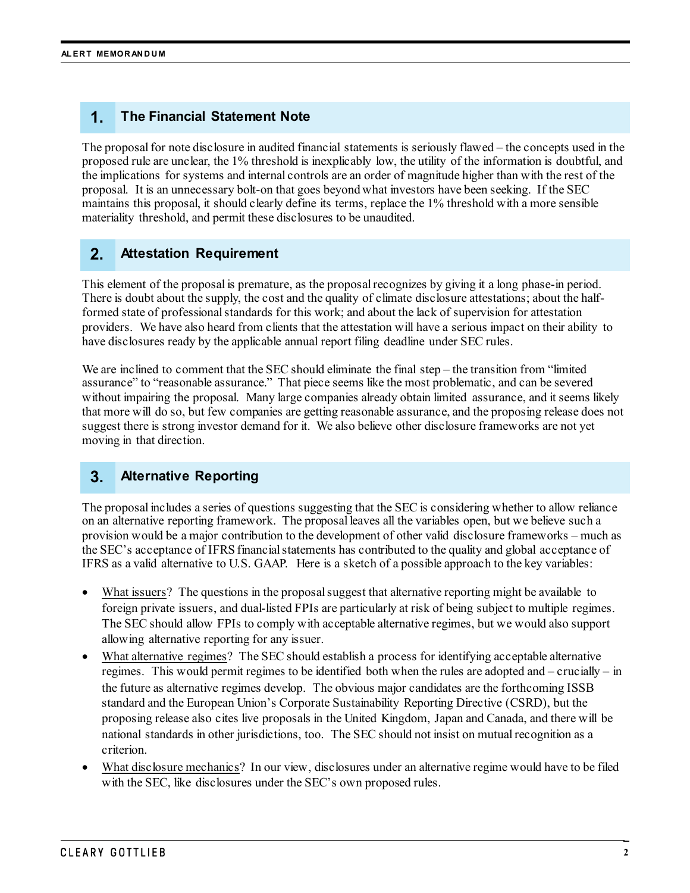## 1. The Financial Statement Note

The proposal for note disclosure in audited financial statements is seriously flawed – the concepts used in the proposed rule are unclear, the 1% threshold is inexplicably low, the utility of the information is doubtful, and the implications for systems and internal controls are an order of magnitude higher than with the rest of the proposal. It is an unnecessary bolt-on that goes beyond what investors have been seeking. If the SEC maintains this proposal, it should clearly define its terms, replace the 1% threshold with a more sensible materiality threshold, and permit these disclosures to be unaudited.

## 2. Attestation Requirement

This element of the proposal is premature, as the proposal recognizes by giving it a long phase-in period. There is doubt about the supply, the cost and the quality of climate disclosure attestations; about the half-formed state of professional standards for this work; and about the lack of supervision for attestation providers. We have also heard from clients that the attestation will have a serious impact on their ability to have disclosures ready by the applicable annual report filing deadline under SEC rules.

We are inclined to comment that the SEC should eliminate the final step – the transition from "limited assurance" to "reasonable assurance." That piece seems like the most problematic, and can be severed without impairing the proposal. Many large companies already obtain limited assurance, and it seems likely that more will do so, but few companies are getting reasonable assurance, and the proposing release does not suggest there is strong investor demand for it. We also believe other disclosure frameworks are not yet moving in that direction.

## 3. Alternative Reporting

The proposal includes a series of questions suggesting that the SEC is considering whether to allow reliance on an alternative reporting framework. The proposal leaves all the variables open, but we believe such a provision would be a major contribution to the development of other valid disclosure frameworks – much as the SEC's acceptance of IFRS financial statements has contributed to the quality and global acceptance of IFRS as a valid alternative to U.S. GAAP. Here is a sketch of a possible approach to the key variables:

- What issuers? The questions in the proposal suggest that alternative reporting might be available to foreign private issuers, and dual-listed FPIs are particularly at risk of being subject to multiple regimes. The SEC should allow FPIs to comply with acceptable alternative regimes, but we would also support allowing alternative reporting for any issuer.
- What alternative regimes? The SEC should establish a process for identifying acceptable alternative regimes. This would permit regimes to be identified both when the rules are adopted and – crucially – in the future as alternative regimes develop. The obvious major candidates are the forthcoming ISSB standard and the European Union's Corporate Sustainability Reporting Directive (CSRD), but the proposing release also cites live proposals in the United Kingdom, Japan and Canada, and there will be national standards in other jurisdictions, too. The SEC should not insist on mutual recognition as a criterion.
- What disclosure mechanics? In our view, disclosures under an alternative regime would have to be filed with the SEC, like disclosures under the SEC's own proposed rules.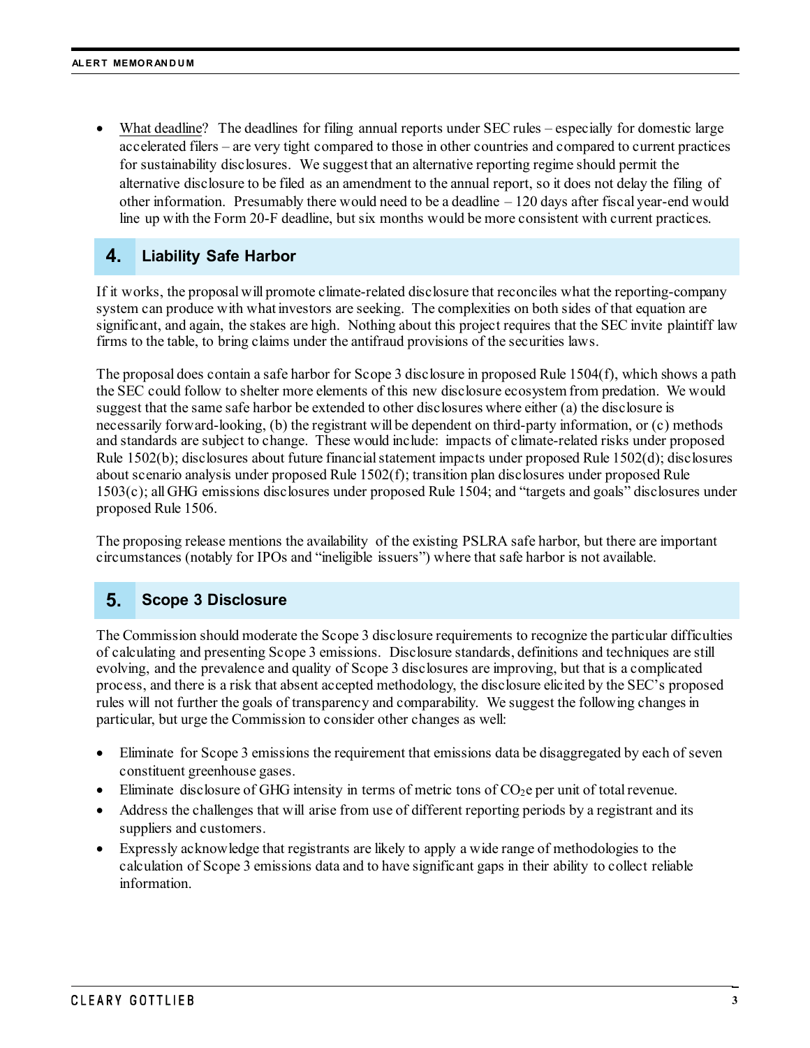- What deadline? The deadlines for filing annual reports under SEC rules – especially for domestic large accelerated filers – are very tight compared to those in other countries and compared to current practices for sustainability disclosures. We suggest that an alternative reporting regime should permit the alternative disclosure to be filed as an amendment to the annual report, so it does not delay the filing of other information. Presumably there would need to be a deadline – 120 days after fiscal year-end would line up with the Form 20-F deadline, but six months would be more consistent with current practices.

## 4. Liability Safe Harbor

If it works, the proposal will promote climate-related disclosure that reconciles what the reporting-company system can produce with what investors are seeking. The complexities on both sides of that equation are significant, and again, the stakes are high. Nothing about this project requires that the SEC invite plaintiff law firms to the table, to bring claims under the antifraud provisions of the securities laws.

The proposal does contain a safe harbor for Scope 3 disclosure in proposed Rule 1504(f), which shows a path the SEC could follow to shelter more elements of this new disclosure ecosystem from predation. We would suggest that the same safe harbor be extended to other disclosures where either (a) the disclosure is necessarily forward-looking, (b) the registrant will be dependent on third-party information, or (c) methods and standards are subject to change. These would include: impacts of climate-related risks under proposed Rule 1502(b); disclosures about future financial statement impacts under proposed Rule 1502(d); disclosures about scenario analysis under proposed Rule 1502(f); transition plan disclosures under proposed Rule 1503(c); all GHG emissions disclosures under proposed Rule 1504; and "targets and goals" disclosures under proposed Rule 1506.

The proposing release mentions the availability of the existing PSLRA safe harbor, but there are important circumstances (notably for IPOs and "ineligible issuers") where that safe harbor is not available.

## 5. Scope 3 Disclosure

The Commission should moderate the Scope 3 disclosure requirements to recognize the particular difficulties of calculating and presenting Scope 3 emissions. Disclosure standards, definitions and techniques are still evolving, and the prevalence and quality of Scope 3 disclosures are improving, but that is a complicated process, and there is a risk that absent accepted methodology, the disclosure elicited by the SEC's proposed rules will not further the goals of transparency and comparability. We suggest the following changes in particular, but urge the Commission to consider other changes as well:

- Eliminate for Scope 3 emissions the requirement that emissions data be disaggregated by each of seven constituent greenhouse gases.
- Eliminate disclosure of GHG intensity in terms of metric tons of $CO_2e$ per unit of total revenue.
- Address the challenges that will arise from use of different reporting periods by a registrant and its suppliers and customers.
- Expressly acknowledge that registrants are likely to apply a wide range of methodologies to the calculation of Scope 3 emissions data and to have significant gaps in their ability to collect reliable information.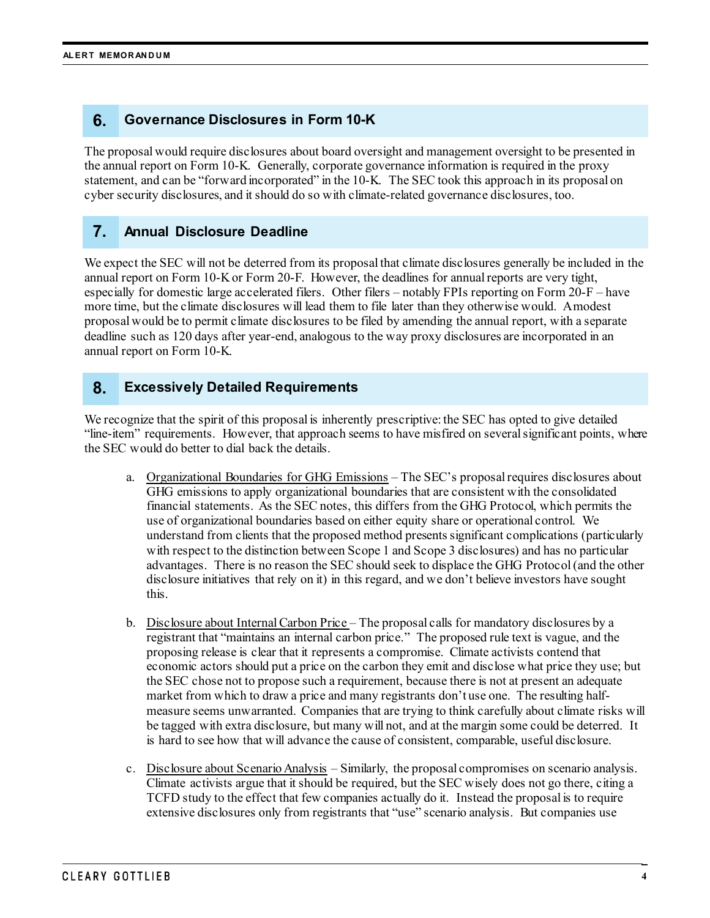## 6. Governance Disclosures in Form 10-K

The proposal would require disclosures about board oversight and management oversight to be presented in the annual report on Form 10-K. Generally, corporate governance information is required in the proxy statement, and can be "forward incorporated" in the 10-K. The SEC took this approach in its proposal on cyber security disclosures, and it should do so with climate-related governance disclosures, too.

## 7. Annual Disclosure Deadline

We expect the SEC will not be deterred from its proposal that climate disclosures generally be included in the annual report on Form 10-K or Form 20-F. However, the deadlines for annual reports are very tight, especially for domestic large accelerated filers. Other filers – notably FPIs reporting on Form 20-F – have more time, but the climate disclosures will lead them to file later than they otherwise would. A modest proposal would be to permit climate disclosures to be filed by amending the annual report, with a separate deadline such as 120 days after year-end, analogous to the way proxy disclosures are incorporated in an annual report on Form 10-K.

## 8. Excessively Detailed Requirements

We recognize that the spirit of this proposal is inherently prescriptive: the SEC has opted to give detailed "line-item" requirements. However, that approach seems to have misfired on several significant points, where the SEC would do better to dial back the details.

a. Organizational Boundaries for GHG Emissions – The SEC's proposal requires disclosures about GHG emissions to apply organizational boundaries that are consistent with the consolidated financial statements. As the SEC notes, this differs from the GHG Protocol, which permits the use of organizational boundaries based on either equity share or operational control. We understand from clients that the proposed method presents significant complications (particularly with respect to the distinction between Scope 1 and Scope 3 disclosures) and has no particular advantages. There is no reason the SEC should seek to displace the GHG Protocol (and the other disclosure initiatives that rely on it) in this regard, and we don't believe investors have sought this.

b. Disclosure about Internal Carbon Price – The proposal calls for mandatory disclosures by a registrant that "maintains an internal carbon price." The proposed rule text is vague, and the proposing release is clear that it represents a compromise. Climate activists contend that economic actors should put a price on the carbon they emit and disclose what price they use; but the SEC chose not to propose such a requirement, because there is not at present an adequate market from which to draw a price and many registrants don't use one. The resulting half-measure seems unwarranted. Companies that are trying to think carefully about climate risks will be tagged with extra disclosure, but many will not, and at the margin some could be deterred. It is hard to see how that will advance the cause of consistent, comparable, useful disclosure.

c. Disclosure about Scenario Analysis – Similarly, the proposal compromises on scenario analysis. Climate activists argue that it should be required, but the SEC wisely does not go there, citing a TCFD study to the effect that few companies actually do it. Instead the proposal is to require extensive disclosures only from registrants that "use" scenario analysis. But companies use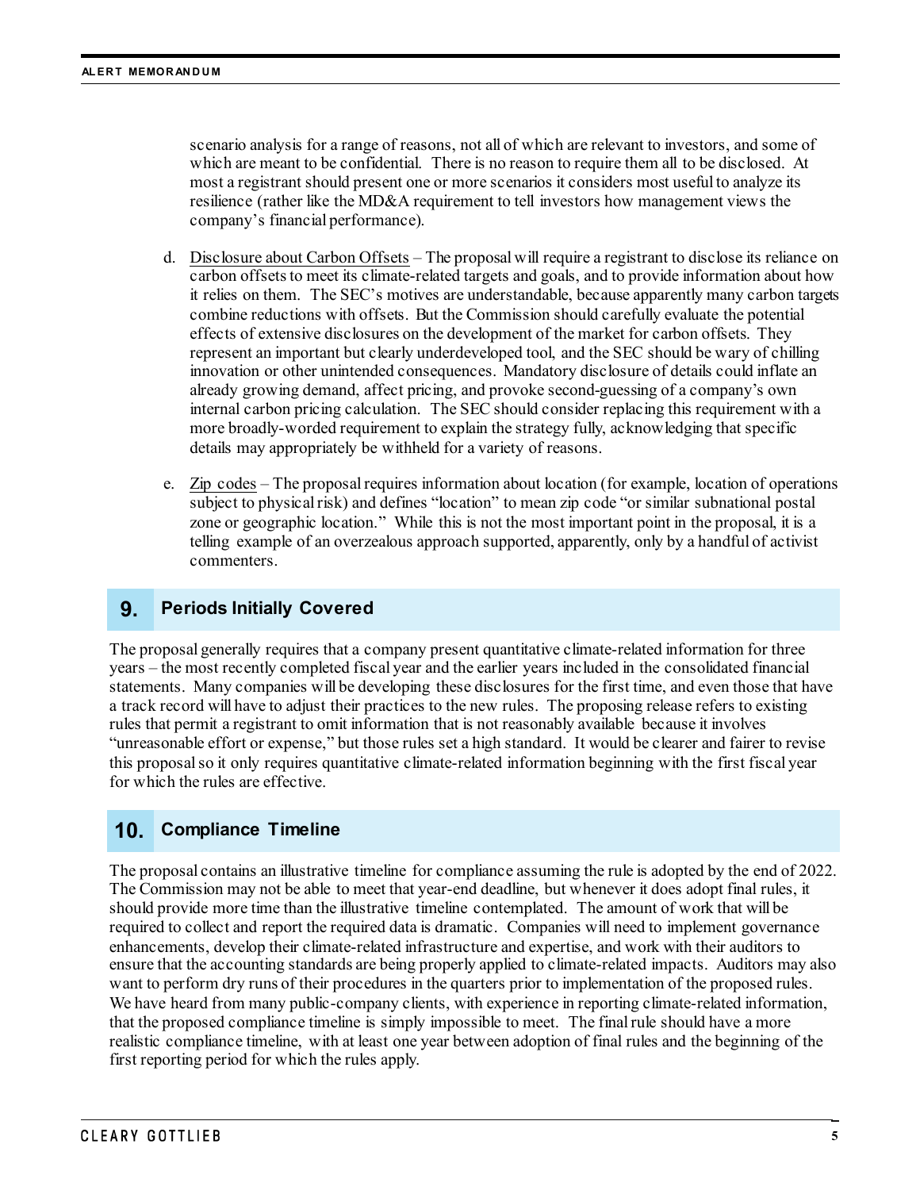scenario analysis for a range of reasons, not all of which are relevant to investors, and some of which are meant to be confidential. There is no reason to require them all to be disclosed. At most a registrant should present one or more scenarios it considers most useful to analyze its resilience (rather like the MD&A requirement to tell investors how management views the company's financial performance).

d. Disclosure about Carbon Offsets – The proposal will require a registrant to disclose its reliance on carbon offsets to meet its climate-related targets and goals, and to provide information about how it relies on them. The SEC's motives are understandable, because apparently many carbon targets combine reductions with offsets. But the Commission should carefully evaluate the potential effects of extensive disclosures on the development of the market for carbon offsets. They represent an important but clearly underdeveloped tool, and the SEC should be wary of chilling innovation or other unintended consequences. Mandatory disclosure of details could inflate an already growing demand, affect pricing, and provoke second-guessing of a company's own internal carbon pricing calculation. The SEC should consider replacing this requirement with a more broadly-worded requirement to explain the strategy fully, acknowledging that specific details may appropriately be withheld for a variety of reasons.

e. Zip codes – The proposal requires information about location (for example, location of operations subject to physical risk) and defines "location" to mean zip code "or similar subnational postal zone or geographic location." While this is not the most important point in the proposal, it is a telling example of an overzealous approach supported, apparently, only by a handful of activist commenters.

## 9. Periods Initially Covered

The proposal generally requires that a company present quantitative climate-related information for three years – the most recently completed fiscal year and the earlier years included in the consolidated financial statements. Many companies will be developing these disclosures for the first time, and even those that have a track record will have to adjust their practices to the new rules. The proposing release refers to existing rules that permit a registrant to omit information that is not reasonably available because it involves "unreasonable effort or expense," but those rules set a high standard. It would be clearer and fairer to revise this proposal so it only requires quantitative climate-related information beginning with the first fiscal year for which the rules are effective.

## 10. Compliance Timeline

The proposal contains an illustrative timeline for compliance assuming the rule is adopted by the end of 2022. The Commission may not be able to meet that year-end deadline, but whenever it does adopt final rules, it should provide more time than the illustrative timeline contemplated. The amount of work that will be required to collect and report the required data is dramatic. Companies will need to implement governance enhancements, develop their climate-related infrastructure and expertise, and work with their auditors to ensure that the accounting standards are being properly applied to climate-related impacts. Auditors may also want to perform dry runs of their procedures in the quarters prior to implementation of the proposed rules. We have heard from many public-company clients, with experience in reporting climate-related information, that the proposed compliance timeline is simply impossible to meet. The final rule should have a more realistic compliance timeline, with at least one year between adoption of final rules and the beginning of the first reporting period for which the rules apply.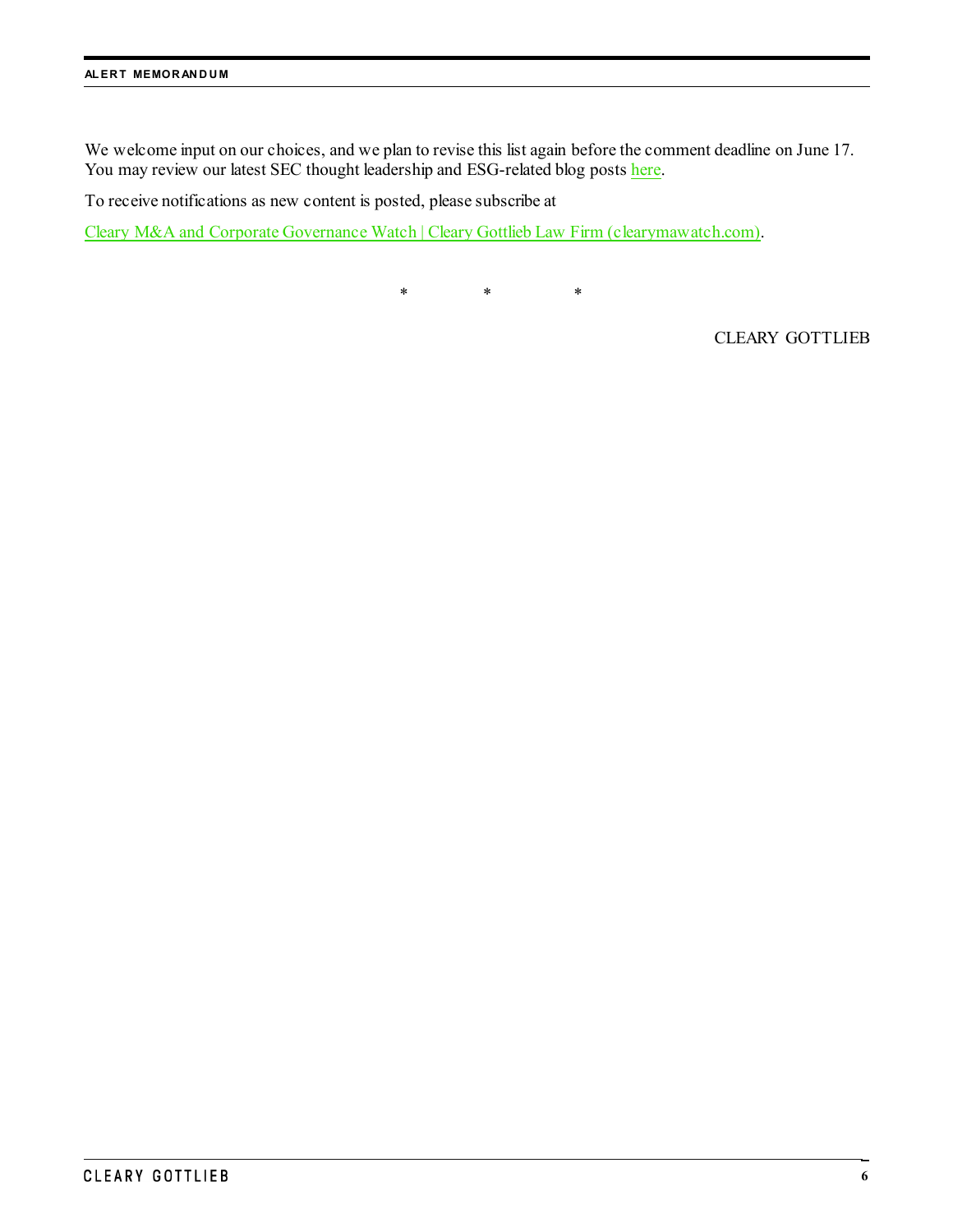We welcome input on our choices, and we plan to revise this list again before the comment deadline on June 17. You may review our latest SEC thought leadership and ESG-related blog posts here.

To receive notifications as new content is posted, please subscribe at

Cleary M&A and Corporate Governance Watch | Cleary Gottlieb Law Firm (clearymawatch.com).

\* \* \*

CLEARY GOTTLIEB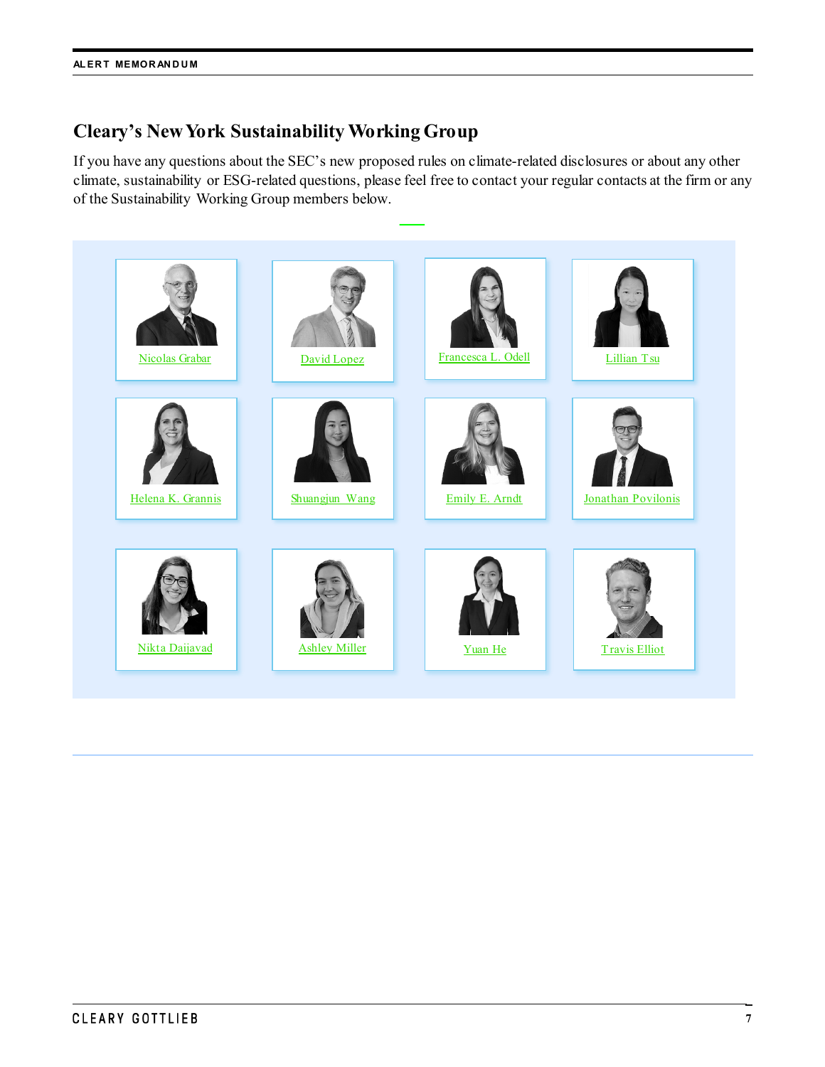## Cleary's New York Sustainability Working Group

If you have any questions about the SEC's new proposed rules on climate-related disclosures or about any other climate, sustainability or ESG-related questions, please feel free to contact your regular contacts at the firm or any of the Sustainability Working Group members below.

Nicolas Grabar

David Lopez

Francesca L. Odell

Lillian Tsu

Helena K. Grannis

Shuangjun Wang

Emily E. Arndt

Jonathan Povilonis

Nikta Daijavad

Ashley Miller

Yuan He

Travis Elliot